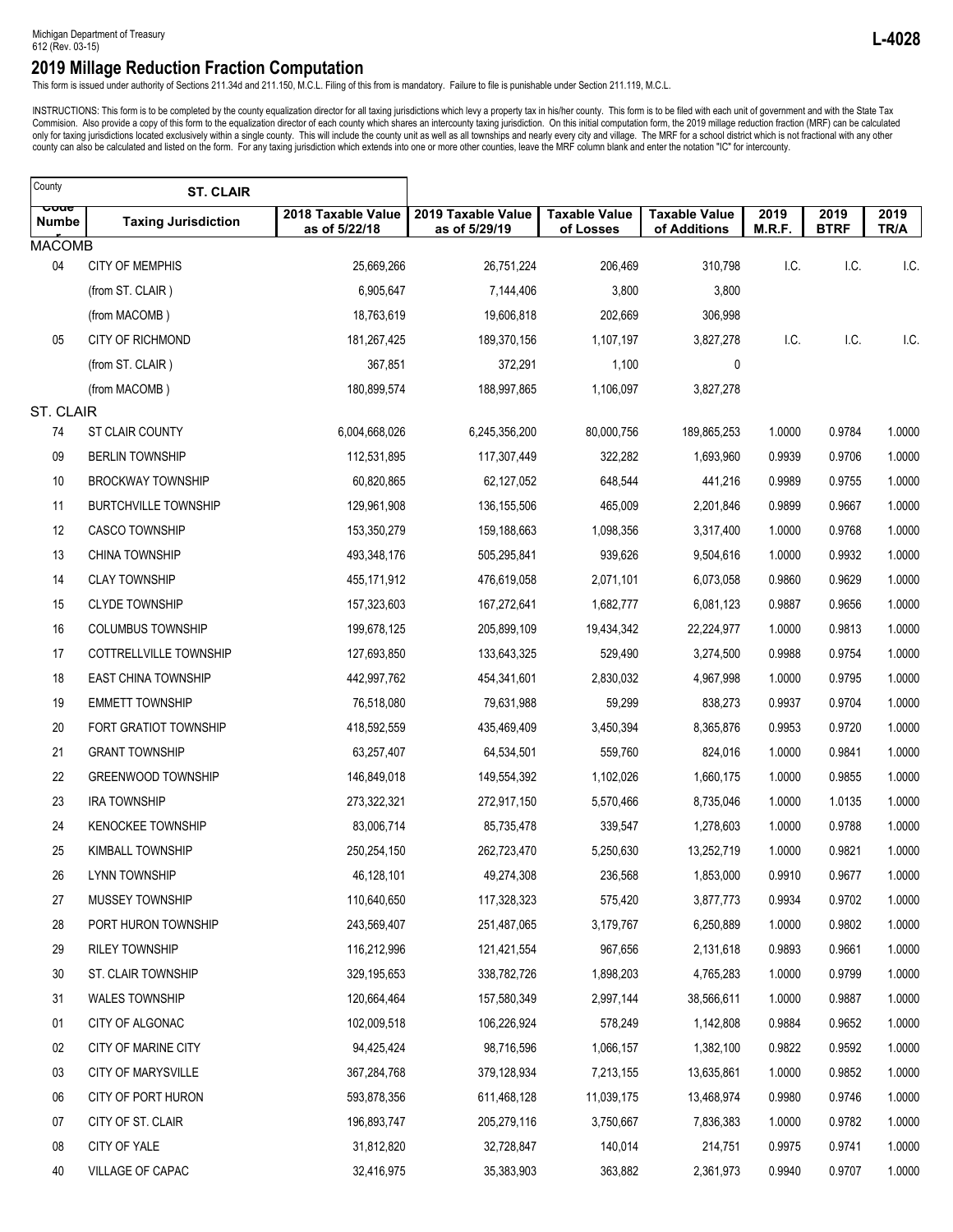Michigan Department of Treasury
612 (Rev. 03-15)

**L-4028**

# 2019 Millage Reduction Fraction Computation

This form is issued under authority of Sections 211.34d and 211.150, M.C.L. Filing of this from is mandatory. Failure to file is punishable under Section 211.119, M.C.L.

INSTRUCTIONS: This form is to be completed by the county equalization director for all taxing jurisdictions which levy a property tax in his/her county. This form is to be filed with each unit of government and with the State Tax Commision. Also provide a copy of this form to the equalization director of each county which shares an intercounty taxing jurisdiction. On this initial computation form, the 2019 millage reduction fraction (MRF) can be calculated only for taxing jurisdictions located exclusively within a single county. This will include the county unit as well as all townships and nearly every city and village. The MRF for a school district which is not fractional with any other county can also be calculated and listed on the form. For any taxing jurisdiction which extends into one or more other counties, leave the MRF column blank and enter the notation "IC" for intercounty.

County: **ST. CLAIR**

| Code Number | Taxing Jurisdiction | 2018 Taxable Value as of 5/22/18 | 2019 Taxable Value as of 5/29/19 | Taxable Value of Losses | Taxable Value of Additions | 2019 M.R.F. | 2019 BTRF | 2019 TR/A |
|---|---|---|---|---|---|---|---|---|
| MACOMB | | | | | | | | |
| 04 | CITY OF MEMPHIS | 25,669,266 | 26,751,224 | 206,469 | 310,798 | I.C. | I.C. | I.C. |
| | (from ST. CLAIR ) | 6,905,647 | 7,144,406 | 3,800 | 3,800 | | | |
| | (from MACOMB ) | 18,763,619 | 19,606,818 | 202,669 | 306,998 | | | |
| 05 | CITY OF RICHMOND | 181,267,425 | 189,370,156 | 1,107,197 | 3,827,278 | I.C. | I.C. | I.C. |
| | (from ST. CLAIR ) | 367,851 | 372,291 | 1,100 | 0 | | | |
| | (from MACOMB ) | 180,899,574 | 188,997,865 | 1,106,097 | 3,827,278 | | | |
| ST. CLAIR | | | | | | | | |
| 74 | ST CLAIR COUNTY | 6,004,668,026 | 6,245,356,200 | 80,000,756 | 189,865,253 | 1.0000 | 0.9784 | 1.0000 |
| 09 | BERLIN TOWNSHIP | 112,531,895 | 117,307,449 | 322,282 | 1,693,960 | 0.9939 | 0.9706 | 1.0000 |
| 10 | BROCKWAY TOWNSHIP | 60,820,865 | 62,127,052 | 648,544 | 441,216 | 0.9989 | 0.9755 | 1.0000 |
| 11 | BURTCHVILLE TOWNSHIP | 129,961,908 | 136,155,506 | 465,009 | 2,201,846 | 0.9899 | 0.9667 | 1.0000 |
| 12 | CASCO TOWNSHIP | 153,350,279 | 159,188,663 | 1,098,356 | 3,317,400 | 1.0000 | 0.9768 | 1.0000 |
| 13 | CHINA TOWNSHIP | 493,348,176 | 505,295,841 | 939,626 | 9,504,616 | 1.0000 | 0.9932 | 1.0000 |
| 14 | CLAY TOWNSHIP | 455,171,912 | 476,619,058 | 2,071,101 | 6,073,058 | 0.9860 | 0.9629 | 1.0000 |
| 15 | CLYDE TOWNSHIP | 157,323,603 | 167,272,641 | 1,682,777 | 6,081,123 | 0.9887 | 0.9656 | 1.0000 |
| 16 | COLUMBUS TOWNSHIP | 199,678,125 | 205,899,109 | 19,434,342 | 22,224,977 | 1.0000 | 0.9813 | 1.0000 |
| 17 | COTTRELLVILLE TOWNSHIP | 127,693,850 | 133,643,325 | 529,490 | 3,274,500 | 0.9988 | 0.9754 | 1.0000 |
| 18 | EAST CHINA TOWNSHIP | 442,997,762 | 454,341,601 | 2,830,032 | 4,967,998 | 1.0000 | 0.9795 | 1.0000 |
| 19 | EMMETT TOWNSHIP | 76,518,080 | 79,631,988 | 59,299 | 838,273 | 0.9937 | 0.9704 | 1.0000 |
| 20 | FORT GRATIOT TOWNSHIP | 418,592,559 | 435,469,409 | 3,450,394 | 8,365,876 | 0.9953 | 0.9720 | 1.0000 |
| 21 | GRANT TOWNSHIP | 63,257,407 | 64,534,501 | 559,760 | 824,016 | 1.0000 | 0.9841 | 1.0000 |
| 22 | GREENWOOD TOWNSHIP | 146,849,018 | 149,554,392 | 1,102,026 | 1,660,175 | 1.0000 | 0.9855 | 1.0000 |
| 23 | IRA TOWNSHIP | 273,322,321 | 272,917,150 | 5,570,466 | 8,735,046 | 1.0000 | 1.0135 | 1.0000 |
| 24 | KENOCKEE TOWNSHIP | 83,006,714 | 85,735,478 | 339,547 | 1,278,603 | 1.0000 | 0.9788 | 1.0000 |
| 25 | KIMBALL TOWNSHIP | 250,254,150 | 262,723,470 | 5,250,630 | 13,252,719 | 1.0000 | 0.9821 | 1.0000 |
| 26 | LYNN TOWNSHIP | 46,128,101 | 49,274,308 | 236,568 | 1,853,000 | 0.9910 | 0.9677 | 1.0000 |
| 27 | MUSSEY TOWNSHIP | 110,640,650 | 117,328,323 | 575,420 | 3,877,773 | 0.9934 | 0.9702 | 1.0000 |
| 28 | PORT HURON TOWNSHIP | 243,569,407 | 251,487,065 | 3,179,767 | 6,250,889 | 1.0000 | 0.9802 | 1.0000 |
| 29 | RILEY TOWNSHIP | 116,212,996 | 121,421,554 | 967,656 | 2,131,618 | 0.9893 | 0.9661 | 1.0000 |
| 30 | ST. CLAIR TOWNSHIP | 329,195,653 | 338,782,726 | 1,898,203 | 4,765,283 | 1.0000 | 0.9799 | 1.0000 |
| 31 | WALES TOWNSHIP | 120,664,464 | 157,580,349 | 2,997,144 | 38,566,611 | 1.0000 | 0.9887 | 1.0000 |
| 01 | CITY OF ALGONAC | 102,009,518 | 106,226,924 | 578,249 | 1,142,808 | 0.9884 | 0.9652 | 1.0000 |
| 02 | CITY OF MARINE CITY | 94,425,424 | 98,716,596 | 1,066,157 | 1,382,100 | 0.9822 | 0.9592 | 1.0000 |
| 03 | CITY OF MARYSVILLE | 367,284,768 | 379,128,934 | 7,213,155 | 13,635,861 | 1.0000 | 0.9852 | 1.0000 |
| 06 | CITY OF PORT HURON | 593,878,356 | 611,468,128 | 11,039,175 | 13,468,974 | 0.9980 | 0.9746 | 1.0000 |
| 07 | CITY OF ST. CLAIR | 196,893,747 | 205,279,116 | 3,750,667 | 7,836,383 | 1.0000 | 0.9782 | 1.0000 |
| 08 | CITY OF YALE | 31,812,820 | 32,728,847 | 140,014 | 214,751 | 0.9975 | 0.9741 | 1.0000 |
| 40 | VILLAGE OF CAPAC | 32,416,975 | 35,383,903 | 363,882 | 2,361,973 | 0.9940 | 0.9707 | 1.0000 |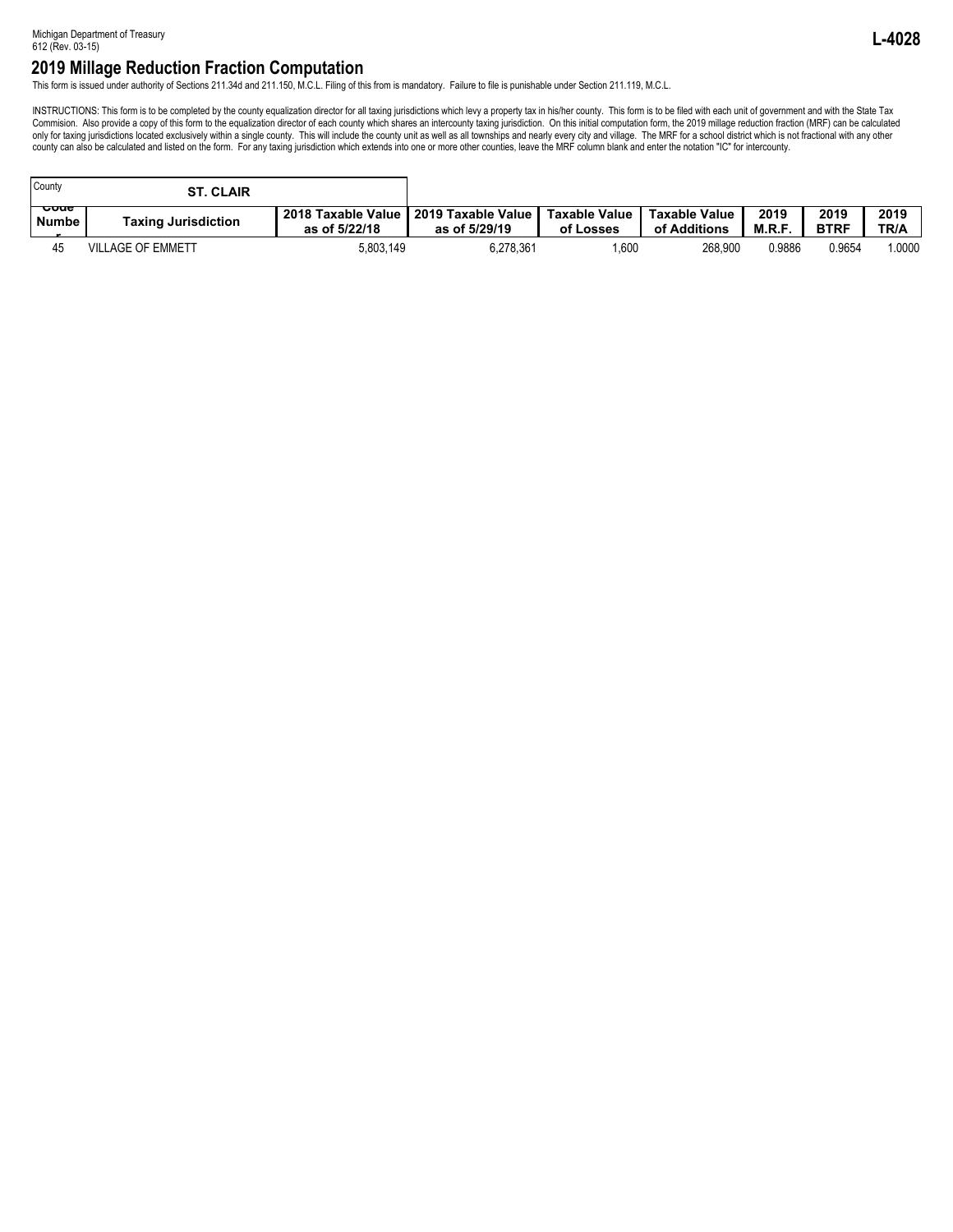Michigan Department of Treasury
612 (Rev. 03-15)

**L-4028**

# 2019 Millage Reduction Fraction Computation

This form is issued under authority of Sections 211.34d and 211.150, M.C.L. Filing of this from is mandatory. Failure to file is punishable under Section 211.119, M.C.L.

INSTRUCTIONS: This form is to be completed by the county equalization director for all taxing jurisdictions which levy a property tax in his/her county. This form is to be filed with each unit of government and with the State Tax Commision. Also provide a copy of this form to the equalization director of each county which shares an intercounty taxing jurisdiction. On this initial computation form, the 2019 millage reduction fraction (MRF) can be calculated only for taxing jurisdictions located exclusively within a single county. This will include the county unit as well as all townships and nearly every city and village. The MRF for a school district which is not fractional with any other county can also be calculated and listed on the form. For any taxing jurisdiction which extends into one or more other counties, leave the MRF column blank and enter the notation "IC" for intercounty.

County: **ST. CLAIR**

| Code Number | Taxing Jurisdiction | 2018 Taxable Value as of 5/22/18 | 2019 Taxable Value as of 5/29/19 | Taxable Value of Losses | Taxable Value of Additions | 2019 M.R.F. | 2019 BTRF | 2019 TR/A |
|---|---|---|---|---|---|---|---|---|
| 45 | VILLAGE OF EMMETT | 5,803,149 | 6,278,361 | 1,600 | 268,900 | 0.9886 | 0.9654 | 1.0000 |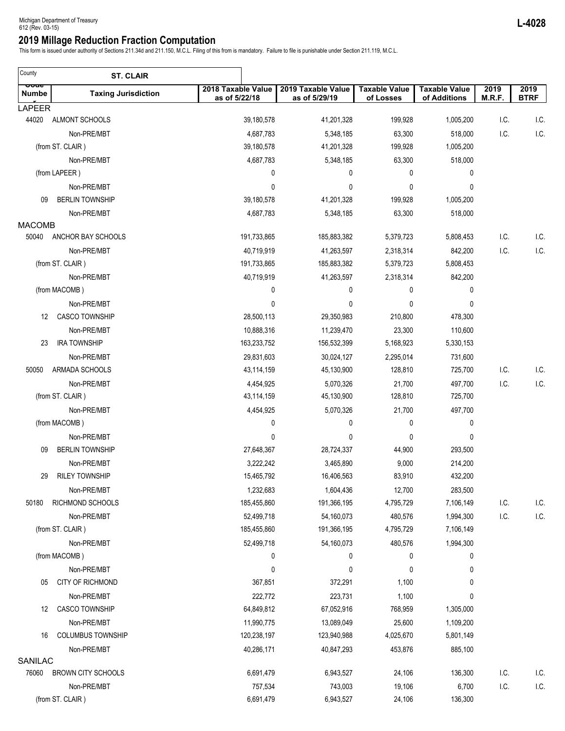Michigan Department of Treasury
612 (Rev. 03-15)

**L-4028**

## 2019 Millage Reduction Fraction Computation

This form is issued under authority of Sections 211.34d and 211.150, M.C.L. Filing of this from is mandatory. Failure to file is punishable under Section 211.119, M.C.L.

County: **ST. CLAIR**

| Code Number | Taxing Jurisdiction | 2018 Taxable Value as of 5/22/18 | 2019 Taxable Value as of 5/29/19 | Taxable Value of Losses | Taxable Value of Additions | 2019 M.R.F. | 2019 BTRF |
|---|---|---|---|---|---|---|---|
| LAPEER | | | | | | | |
| 44020 | ALMONT SCHOOLS | 39,180,578 | 41,201,328 | 199,928 | 1,005,200 | I.C. | I.C. |
| | Non-PRE/MBT | 4,687,783 | 5,348,185 | 63,300 | 518,000 | I.C. | I.C. |
| | (from ST. CLAIR ) | 39,180,578 | 41,201,328 | 199,928 | 1,005,200 | | |
| | Non-PRE/MBT | 4,687,783 | 5,348,185 | 63,300 | 518,000 | | |
| | (from LAPEER ) | 0 | 0 | 0 | 0 | | |
| | Non-PRE/MBT | 0 | 0 | 0 | 0 | | |
| 09 | BERLIN TOWNSHIP | 39,180,578 | 41,201,328 | 199,928 | 1,005,200 | | |
| | Non-PRE/MBT | 4,687,783 | 5,348,185 | 63,300 | 518,000 | | |
| MACOMB | | | | | | | |
| 50040 | ANCHOR BAY SCHOOLS | 191,733,865 | 185,883,382 | 5,379,723 | 5,808,453 | I.C. | I.C. |
| | Non-PRE/MBT | 40,719,919 | 41,263,597 | 2,318,314 | 842,200 | I.C. | I.C. |
| | (from ST. CLAIR ) | 191,733,865 | 185,883,382 | 5,379,723 | 5,808,453 | | |
| | Non-PRE/MBT | 40,719,919 | 41,263,597 | 2,318,314 | 842,200 | | |
| | (from MACOMB ) | 0 | 0 | 0 | 0 | | |
| | Non-PRE/MBT | 0 | 0 | 0 | 0 | | |
| 12 | CASCO TOWNSHIP | 28,500,113 | 29,350,983 | 210,800 | 478,300 | | |
| | Non-PRE/MBT | 10,888,316 | 11,239,470 | 23,300 | 110,600 | | |
| 23 | IRA TOWNSHIP | 163,233,752 | 156,532,399 | 5,168,923 | 5,330,153 | | |
| | Non-PRE/MBT | 29,831,603 | 30,024,127 | 2,295,014 | 731,600 | | |
| 50050 | ARMADA SCHOOLS | 43,114,159 | 45,130,900 | 128,810 | 725,700 | I.C. | I.C. |
| | Non-PRE/MBT | 4,454,925 | 5,070,326 | 21,700 | 497,700 | I.C. | I.C. |
| | (from ST. CLAIR ) | 43,114,159 | 45,130,900 | 128,810 | 725,700 | | |
| | Non-PRE/MBT | 4,454,925 | 5,070,326 | 21,700 | 497,700 | | |
| | (from MACOMB ) | 0 | 0 | 0 | 0 | | |
| | Non-PRE/MBT | 0 | 0 | 0 | 0 | | |
| 09 | BERLIN TOWNSHIP | 27,648,367 | 28,724,337 | 44,900 | 293,500 | | |
| | Non-PRE/MBT | 3,222,242 | 3,465,890 | 9,000 | 214,200 | | |
| 29 | RILEY TOWNSHIP | 15,465,792 | 16,406,563 | 83,910 | 432,200 | | |
| | Non-PRE/MBT | 1,232,683 | 1,604,436 | 12,700 | 283,500 | | |
| 50180 | RICHMOND SCHOOLS | 185,455,860 | 191,366,195 | 4,795,729 | 7,106,149 | I.C. | I.C. |
| | Non-PRE/MBT | 52,499,718 | 54,160,073 | 480,576 | 1,994,300 | I.C. | I.C. |
| | (from ST. CLAIR ) | 185,455,860 | 191,366,195 | 4,795,729 | 7,106,149 | | |
| | Non-PRE/MBT | 52,499,718 | 54,160,073 | 480,576 | 1,994,300 | | |
| | (from MACOMB ) | 0 | 0 | 0 | 0 | | |
| | Non-PRE/MBT | 0 | 0 | 0 | 0 | | |
| 05 | CITY OF RICHMOND | 367,851 | 372,291 | 1,100 | 0 | | |
| | Non-PRE/MBT | 222,772 | 223,731 | 1,100 | 0 | | |
| 12 | CASCO TOWNSHIP | 64,849,812 | 67,052,916 | 768,959 | 1,305,000 | | |
| | Non-PRE/MBT | 11,990,775 | 13,089,049 | 25,600 | 1,109,200 | | |
| 16 | COLUMBUS TOWNSHIP | 120,238,197 | 123,940,988 | 4,025,670 | 5,801,149 | | |
| | Non-PRE/MBT | 40,286,171 | 40,847,293 | 453,876 | 885,100 | | |
| SANILAC | | | | | | | |
| 76060 | BROWN CITY SCHOOLS | 6,691,479 | 6,943,527 | 24,106 | 136,300 | I.C. | I.C. |
| | Non-PRE/MBT | 757,534 | 743,003 | 19,106 | 6,700 | I.C. | I.C. |
| | (from ST. CLAIR ) | 6,691,479 | 6,943,527 | 24,106 | 136,300 | | |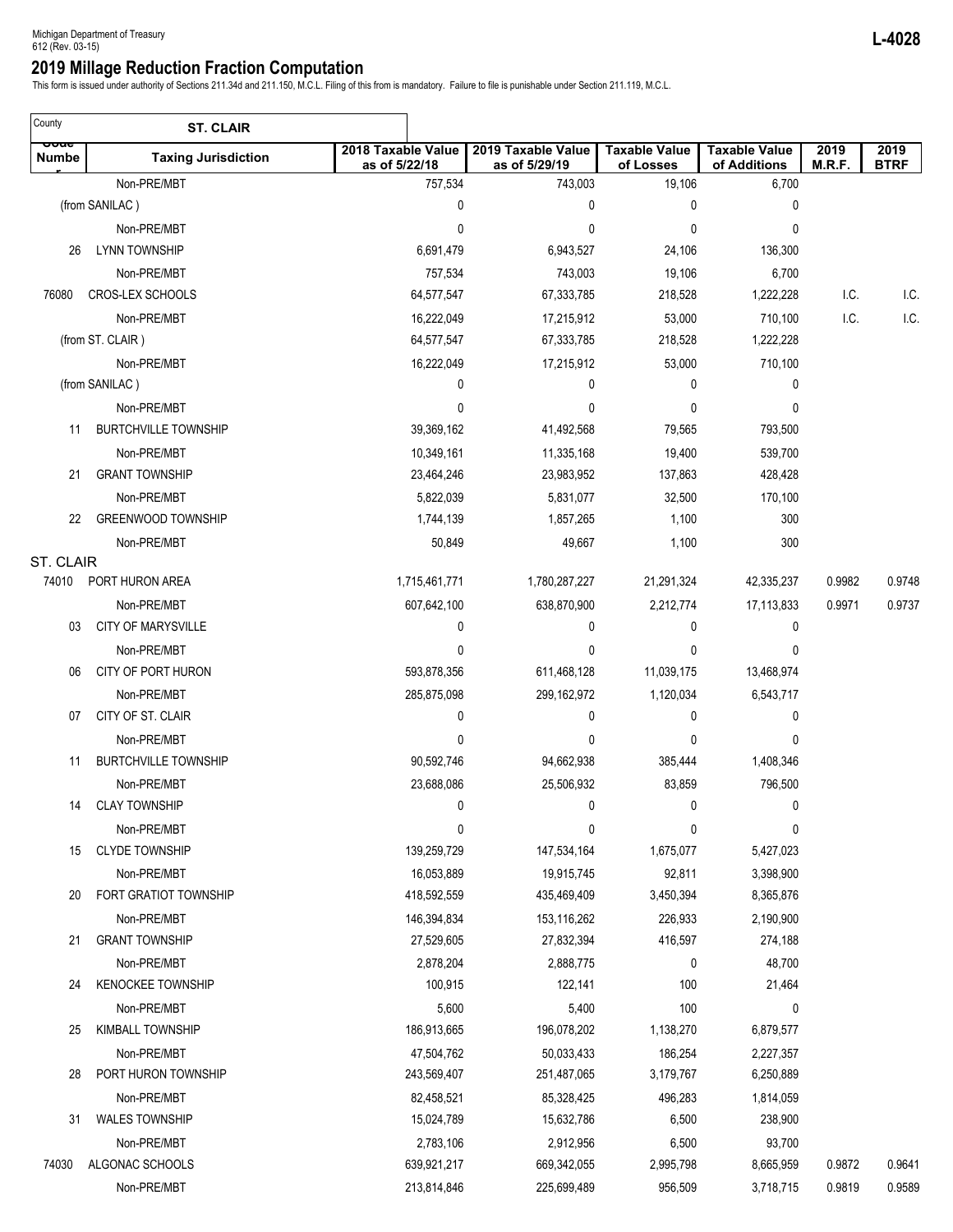Michigan Department of Treasury
612 (Rev. 03-15)

**L-4028**

# 2019 Millage Reduction Fraction Computation

This form is issued under authority of Sections 211.34d and 211.150, M.C.L. Filing of this from is mandatory. Failure to file is punishable under Section 211.119, M.C.L.

County: **ST. CLAIR**

| Code Number | Taxing Jurisdiction | 2018 Taxable Value as of 5/22/18 | 2019 Taxable Value as of 5/29/19 | Taxable Value of Losses | Taxable Value of Additions | 2019 M.R.F. | 2019 BTRF |
|---|---|---|---|---|---|---|---|
| | Non-PRE/MBT | 757,534 | 743,003 | 19,106 | 6,700 | | |
| | (from SANILAC ) | 0 | 0 | 0 | 0 | | |
| | Non-PRE/MBT | 0 | 0 | 0 | 0 | | |
| 26 | LYNN TOWNSHIP | 6,691,479 | 6,943,527 | 24,106 | 136,300 | | |
| | Non-PRE/MBT | 757,534 | 743,003 | 19,106 | 6,700 | | |
| 76080 | CROS-LEX SCHOOLS | 64,577,547 | 67,333,785 | 218,528 | 1,222,228 | I.C. | I.C. |
| | Non-PRE/MBT | 16,222,049 | 17,215,912 | 53,000 | 710,100 | I.C. | I.C. |
| | (from ST. CLAIR ) | 64,577,547 | 67,333,785 | 218,528 | 1,222,228 | | |
| | Non-PRE/MBT | 16,222,049 | 17,215,912 | 53,000 | 710,100 | | |
| | (from SANILAC ) | 0 | 0 | 0 | 0 | | |
| | Non-PRE/MBT | 0 | 0 | 0 | 0 | | |
| 11 | BURTCHVILLE TOWNSHIP | 39,369,162 | 41,492,568 | 79,565 | 793,500 | | |
| | Non-PRE/MBT | 10,349,161 | 11,335,168 | 19,400 | 539,700 | | |
| 21 | GRANT TOWNSHIP | 23,464,246 | 23,983,952 | 137,863 | 428,428 | | |
| | Non-PRE/MBT | 5,822,039 | 5,831,077 | 32,500 | 170,100 | | |
| 22 | GREENWOOD TOWNSHIP | 1,744,139 | 1,857,265 | 1,100 | 300 | | |
| | Non-PRE/MBT | 50,849 | 49,667 | 1,100 | 300 | | |
| ST. CLAIR | | | | | | | |
| 74010 | PORT HURON AREA | 1,715,461,771 | 1,780,287,227 | 21,291,324 | 42,335,237 | 0.9982 | 0.9748 |
| | Non-PRE/MBT | 607,642,100 | 638,870,900 | 2,212,774 | 17,113,833 | 0.9971 | 0.9737 |
| 03 | CITY OF MARYSVILLE | 0 | 0 | 0 | 0 | | |
| | Non-PRE/MBT | 0 | 0 | 0 | 0 | | |
| 06 | CITY OF PORT HURON | 593,878,356 | 611,468,128 | 11,039,175 | 13,468,974 | | |
| | Non-PRE/MBT | 285,875,098 | 299,162,972 | 1,120,034 | 6,543,717 | | |
| 07 | CITY OF ST. CLAIR | 0 | 0 | 0 | 0 | | |
| | Non-PRE/MBT | 0 | 0 | 0 | 0 | | |
| 11 | BURTCHVILLE TOWNSHIP | 90,592,746 | 94,662,938 | 385,444 | 1,408,346 | | |
| | Non-PRE/MBT | 23,688,086 | 25,506,932 | 83,859 | 796,500 | | |
| 14 | CLAY TOWNSHIP | 0 | 0 | 0 | 0 | | |
| | Non-PRE/MBT | 0 | 0 | 0 | 0 | | |
| 15 | CLYDE TOWNSHIP | 139,259,729 | 147,534,164 | 1,675,077 | 5,427,023 | | |
| | Non-PRE/MBT | 16,053,889 | 19,915,745 | 92,811 | 3,398,900 | | |
| 20 | FORT GRATIOT TOWNSHIP | 418,592,559 | 435,469,409 | 3,450,394 | 8,365,876 | | |
| | Non-PRE/MBT | 146,394,834 | 153,116,262 | 226,933 | 2,190,900 | | |
| 21 | GRANT TOWNSHIP | 27,529,605 | 27,832,394 | 416,597 | 274,188 | | |
| | Non-PRE/MBT | 2,878,204 | 2,888,775 | 0 | 48,700 | | |
| 24 | KENOCKEE TOWNSHIP | 100,915 | 122,141 | 100 | 21,464 | | |
| | Non-PRE/MBT | 5,600 | 5,400 | 100 | 0 | | |
| 25 | KIMBALL TOWNSHIP | 186,913,665 | 196,078,202 | 1,138,270 | 6,879,577 | | |
| | Non-PRE/MBT | 47,504,762 | 50,033,433 | 186,254 | 2,227,357 | | |
| 28 | PORT HURON TOWNSHIP | 243,569,407 | 251,487,065 | 3,179,767 | 6,250,889 | | |
| | Non-PRE/MBT | 82,458,521 | 85,328,425 | 496,283 | 1,814,059 | | |
| 31 | WALES TOWNSHIP | 15,024,789 | 15,632,786 | 6,500 | 238,900 | | |
| | Non-PRE/MBT | 2,783,106 | 2,912,956 | 6,500 | 93,700 | | |
| 74030 | ALGONAC SCHOOLS | 639,921,217 | 669,342,055 | 2,995,798 | 8,665,959 | 0.9872 | 0.9641 |
| | Non-PRE/MBT | 213,814,846 | 225,699,489 | 956,509 | 3,718,715 | 0.9819 | 0.9589 |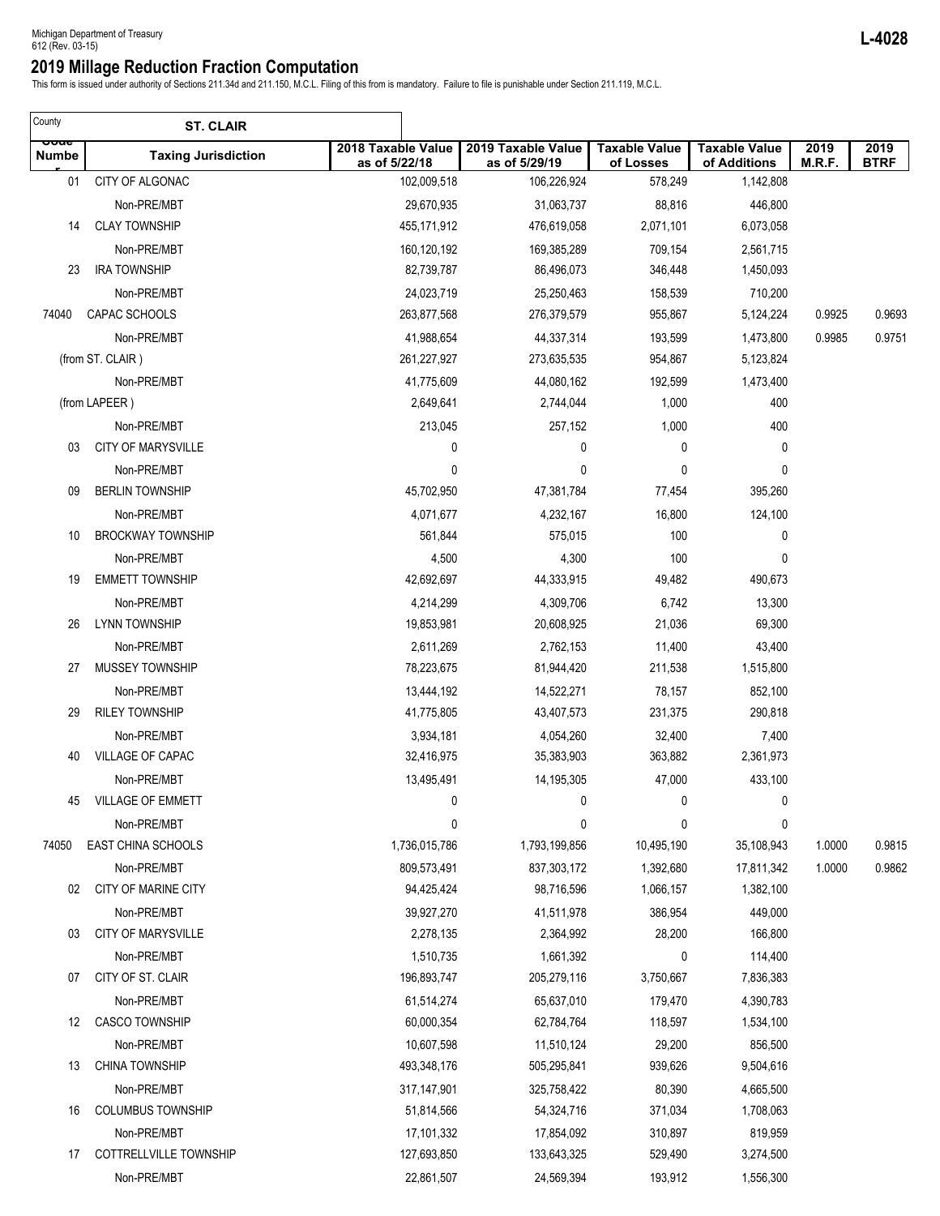Michigan Department of Treasury
612 (Rev. 03-15)

**L-4028**

## 2019 Millage Reduction Fraction Computation

This form is issued under authority of Sections 211.34d and 211.150, M.C.L. Filing of this from is mandatory. Failure to file is punishable under Section 211.119, M.C.L.

County: **ST. CLAIR**

| Code Number | Taxing Jurisdiction | 2018 Taxable Value as of 5/22/18 | 2019 Taxable Value as of 5/29/19 | Taxable Value of Losses | Taxable Value of Additions | 2019 M.R.F. | 2019 BTRF |
|---|---|---|---|---|---|---|---|
| 01 | CITY OF ALGONAC | 102,009,518 | 106,226,924 | 578,249 | 1,142,808 | | |
| | Non-PRE/MBT | 29,670,935 | 31,063,737 | 88,816 | 446,800 | | |
| 14 | CLAY TOWNSHIP | 455,171,912 | 476,619,058 | 2,071,101 | 6,073,058 | | |
| | Non-PRE/MBT | 160,120,192 | 169,385,289 | 709,154 | 2,561,715 | | |
| 23 | IRA TOWNSHIP | 82,739,787 | 86,496,073 | 346,448 | 1,450,093 | | |
| | Non-PRE/MBT | 24,023,719 | 25,250,463 | 158,539 | 710,200 | | |
| 74040 | CAPAC SCHOOLS | 263,877,568 | 276,379,579 | 955,867 | 5,124,224 | 0.9925 | 0.9693 |
| | Non-PRE/MBT | 41,988,654 | 44,337,314 | 193,599 | 1,473,800 | 0.9985 | 0.9751 |
| | (from ST. CLAIR ) | 261,227,927 | 273,635,535 | 954,867 | 5,123,824 | | |
| | Non-PRE/MBT | 41,775,609 | 44,080,162 | 192,599 | 1,473,400 | | |
| | (from LAPEER ) | 2,649,641 | 2,744,044 | 1,000 | 400 | | |
| | Non-PRE/MBT | 213,045 | 257,152 | 1,000 | 400 | | |
| 03 | CITY OF MARYSVILLE | 0 | 0 | 0 | 0 | | |
| | Non-PRE/MBT | 0 | 0 | 0 | 0 | | |
| 09 | BERLIN TOWNSHIP | 45,702,950 | 47,381,784 | 77,454 | 395,260 | | |
| | Non-PRE/MBT | 4,071,677 | 4,232,167 | 16,800 | 124,100 | | |
| 10 | BROCKWAY TOWNSHIP | 561,844 | 575,015 | 100 | 0 | | |
| | Non-PRE/MBT | 4,500 | 4,300 | 100 | 0 | | |
| 19 | EMMETT TOWNSHIP | 42,692,697 | 44,333,915 | 49,482 | 490,673 | | |
| | Non-PRE/MBT | 4,214,299 | 4,309,706 | 6,742 | 13,300 | | |
| 26 | LYNN TOWNSHIP | 19,853,981 | 20,608,925 | 21,036 | 69,300 | | |
| | Non-PRE/MBT | 2,611,269 | 2,762,153 | 11,400 | 43,400 | | |
| 27 | MUSSEY TOWNSHIP | 78,223,675 | 81,944,420 | 211,538 | 1,515,800 | | |
| | Non-PRE/MBT | 13,444,192 | 14,522,271 | 78,157 | 852,100 | | |
| 29 | RILEY TOWNSHIP | 41,775,805 | 43,407,573 | 231,375 | 290,818 | | |
| | Non-PRE/MBT | 3,934,181 | 4,054,260 | 32,400 | 7,400 | | |
| 40 | VILLAGE OF CAPAC | 32,416,975 | 35,383,903 | 363,882 | 2,361,973 | | |
| | Non-PRE/MBT | 13,495,491 | 14,195,305 | 47,000 | 433,100 | | |
| 45 | VILLAGE OF EMMETT | 0 | 0 | 0 | 0 | | |
| | Non-PRE/MBT | 0 | 0 | 0 | 0 | | |
| 74050 | EAST CHINA SCHOOLS | 1,736,015,786 | 1,793,199,856 | 10,495,190 | 35,108,943 | 1.0000 | 0.9815 |
| | Non-PRE/MBT | 809,573,491 | 837,303,172 | 1,392,680 | 17,811,342 | 1.0000 | 0.9862 |
| 02 | CITY OF MARINE CITY | 94,425,424 | 98,716,596 | 1,066,157 | 1,382,100 | | |
| | Non-PRE/MBT | 39,927,270 | 41,511,978 | 386,954 | 449,000 | | |
| 03 | CITY OF MARYSVILLE | 2,278,135 | 2,364,992 | 28,200 | 166,800 | | |
| | Non-PRE/MBT | 1,510,735 | 1,661,392 | 0 | 114,400 | | |
| 07 | CITY OF ST. CLAIR | 196,893,747 | 205,279,116 | 3,750,667 | 7,836,383 | | |
| | Non-PRE/MBT | 61,514,274 | 65,637,010 | 179,470 | 4,390,783 | | |
| 12 | CASCO TOWNSHIP | 60,000,354 | 62,784,764 | 118,597 | 1,534,100 | | |
| | Non-PRE/MBT | 10,607,598 | 11,510,124 | 29,200 | 856,500 | | |
| 13 | CHINA TOWNSHIP | 493,348,176 | 505,295,841 | 939,626 | 9,504,616 | | |
| | Non-PRE/MBT | 317,147,901 | 325,758,422 | 80,390 | 4,665,500 | | |
| 16 | COLUMBUS TOWNSHIP | 51,814,566 | 54,324,716 | 371,034 | 1,708,063 | | |
| | Non-PRE/MBT | 17,101,332 | 17,854,092 | 310,897 | 819,959 | | |
| 17 | COTTRELLVILLE TOWNSHIP | 127,693,850 | 133,643,325 | 529,490 | 3,274,500 | | |
| | Non-PRE/MBT | 22,861,507 | 24,569,394 | 193,912 | 1,556,300 | | |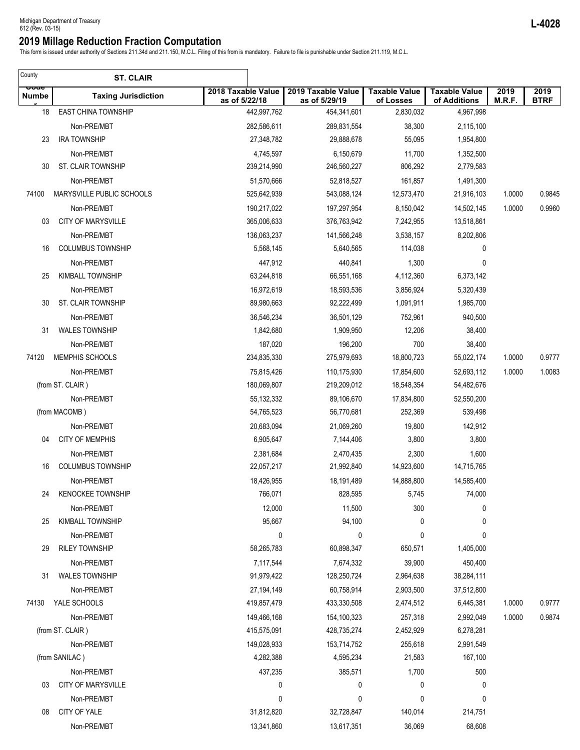Michigan Department of Treasury
612 (Rev. 03-15)

**L-4028**

# 2019 Millage Reduction Fraction Computation

This form is issued under authority of Sections 211.34d and 211.150, M.C.L. Filing of this from is mandatory. Failure to file is punishable under Section 211.119, M.C.L.

County: **ST. CLAIR**

| Code Number | Taxing Jurisdiction | 2018 Taxable Value as of 5/22/18 | 2019 Taxable Value as of 5/29/19 | Taxable Value of Losses | Taxable Value of Additions | 2019 M.R.F. | 2019 BTRF |
|---|---|---|---|---|---|---|---|
| 18 | EAST CHINA TOWNSHIP | 442,997,762 | 454,341,601 | 2,830,032 | 4,967,998 | | |
| | Non-PRE/MBT | 282,586,611 | 289,831,554 | 38,300 | 2,115,100 | | |
| 23 | IRA TOWNSHIP | 27,348,782 | 29,888,678 | 55,095 | 1,954,800 | | |
| | Non-PRE/MBT | 4,745,597 | 6,150,679 | 11,700 | 1,352,500 | | |
| 30 | ST. CLAIR TOWNSHIP | 239,214,990 | 246,560,227 | 806,292 | 2,779,583 | | |
| | Non-PRE/MBT | 51,570,666 | 52,818,527 | 161,857 | 1,491,300 | | |
| 74100 | MARYSVILLE PUBLIC SCHOOLS | 525,642,939 | 543,088,124 | 12,573,470 | 21,916,103 | 1.0000 | 0.9845 |
| | Non-PRE/MBT | 190,217,022 | 197,297,954 | 8,150,042 | 14,502,145 | 1.0000 | 0.9960 |
| 03 | CITY OF MARYSVILLE | 365,006,633 | 376,763,942 | 7,242,955 | 13,518,861 | | |
| | Non-PRE/MBT | 136,063,237 | 141,566,248 | 3,538,157 | 8,202,806 | | |
| 16 | COLUMBUS TOWNSHIP | 5,568,145 | 5,640,565 | 114,038 | 0 | | |
| | Non-PRE/MBT | 447,912 | 440,841 | 1,300 | 0 | | |
| 25 | KIMBALL TOWNSHIP | 63,244,818 | 66,551,168 | 4,112,360 | 6,373,142 | | |
| | Non-PRE/MBT | 16,972,619 | 18,593,536 | 3,856,924 | 5,320,439 | | |
| 30 | ST. CLAIR TOWNSHIP | 89,980,663 | 92,222,499 | 1,091,911 | 1,985,700 | | |
| | Non-PRE/MBT | 36,546,234 | 36,501,129 | 752,961 | 940,500 | | |
| 31 | WALES TOWNSHIP | 1,842,680 | 1,909,950 | 12,206 | 38,400 | | |
| | Non-PRE/MBT | 187,020 | 196,200 | 700 | 38,400 | | |
| 74120 | MEMPHIS SCHOOLS | 234,835,330 | 275,979,693 | 18,800,723 | 55,022,174 | 1.0000 | 0.9777 |
| | Non-PRE/MBT | 75,815,426 | 110,175,930 | 17,854,600 | 52,693,112 | 1.0000 | 1.0083 |
| | (from ST. CLAIR ) | 180,069,807 | 219,209,012 | 18,548,354 | 54,482,676 | | |
| | Non-PRE/MBT | 55,132,332 | 89,106,670 | 17,834,800 | 52,550,200 | | |
| | (from MACOMB ) | 54,765,523 | 56,770,681 | 252,369 | 539,498 | | |
| | Non-PRE/MBT | 20,683,094 | 21,069,260 | 19,800 | 142,912 | | |
| 04 | CITY OF MEMPHIS | 6,905,647 | 7,144,406 | 3,800 | 3,800 | | |
| | Non-PRE/MBT | 2,381,684 | 2,470,435 | 2,300 | 1,600 | | |
| 16 | COLUMBUS TOWNSHIP | 22,057,217 | 21,992,840 | 14,923,600 | 14,715,765 | | |
| | Non-PRE/MBT | 18,426,955 | 18,191,489 | 14,888,800 | 14,585,400 | | |
| 24 | KENOCKEE TOWNSHIP | 766,071 | 828,595 | 5,745 | 74,000 | | |
| | Non-PRE/MBT | 12,000 | 11,500 | 300 | 0 | | |
| 25 | KIMBALL TOWNSHIP | 95,667 | 94,100 | 0 | 0 | | |
| | Non-PRE/MBT | 0 | 0 | 0 | 0 | | |
| 29 | RILEY TOWNSHIP | 58,265,783 | 60,898,347 | 650,571 | 1,405,000 | | |
| | Non-PRE/MBT | 7,117,544 | 7,674,332 | 39,900 | 450,400 | | |
| 31 | WALES TOWNSHIP | 91,979,422 | 128,250,724 | 2,964,638 | 38,284,111 | | |
| | Non-PRE/MBT | 27,194,149 | 60,758,914 | 2,903,500 | 37,512,800 | | |
| 74130 | YALE SCHOOLS | 419,857,479 | 433,330,508 | 2,474,512 | 6,445,381 | 1.0000 | 0.9777 |
| | Non-PRE/MBT | 149,466,168 | 154,100,323 | 257,318 | 2,992,049 | 1.0000 | 0.9874 |
| | (from ST. CLAIR ) | 415,575,091 | 428,735,274 | 2,452,929 | 6,278,281 | | |
| | Non-PRE/MBT | 149,028,933 | 153,714,752 | 255,618 | 2,991,549 | | |
| | (from SANILAC ) | 4,282,388 | 4,595,234 | 21,583 | 167,100 | | |
| | Non-PRE/MBT | 437,235 | 385,571 | 1,700 | 500 | | |
| 03 | CITY OF MARYSVILLE | 0 | 0 | 0 | 0 | | |
| | Non-PRE/MBT | 0 | 0 | 0 | 0 | | |
| 08 | CITY OF YALE | 31,812,820 | 32,728,847 | 140,014 | 214,751 | | |
| | Non-PRE/MBT | 13,341,860 | 13,617,351 | 36,069 | 68,608 | | |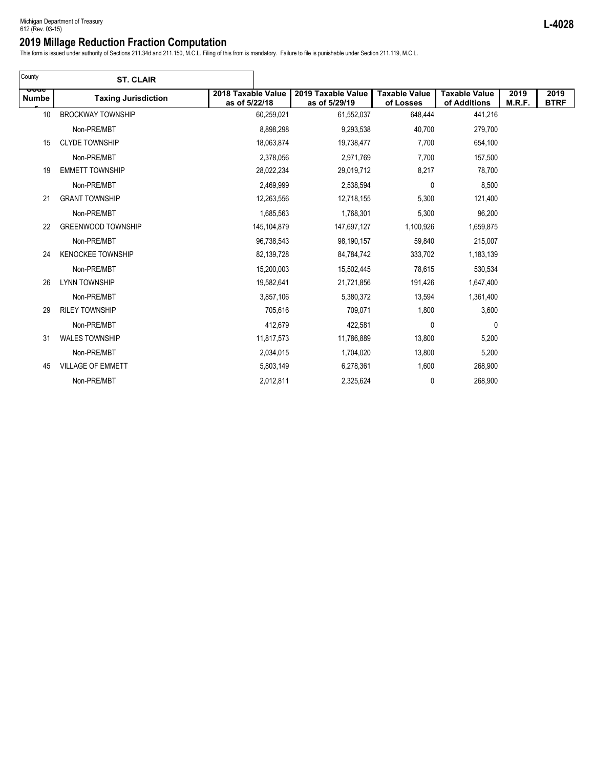Michigan Department of Treasury
612 (Rev. 03-15)

**L-4028**

## 2019 Millage Reduction Fraction Computation

This form is issued under authority of Sections 211.34d and 211.150, M.C.L. Filing of this from is mandatory. Failure to file is punishable under Section 211.119, M.C.L.

County **ST. CLAIR**

| Code Number | Taxing Jurisdiction | 2018 Taxable Value as of 5/22/18 | 2019 Taxable Value as of 5/29/19 | Taxable Value of Losses | Taxable Value of Additions | 2019 M.R.F. | 2019 BTRF |
|---|---|---|---|---|---|---|---|
| 10 | BROCKWAY TOWNSHIP | 60,259,021 | 61,552,037 | 648,444 | 441,216 | | |
| | Non-PRE/MBT | 8,898,298 | 9,293,538 | 40,700 | 279,700 | | |
| 15 | CLYDE TOWNSHIP | 18,063,874 | 19,738,477 | 7,700 | 654,100 | | |
| | Non-PRE/MBT | 2,378,056 | 2,971,769 | 7,700 | 157,500 | | |
| 19 | EMMETT TOWNSHIP | 28,022,234 | 29,019,712 | 8,217 | 78,700 | | |
| | Non-PRE/MBT | 2,469,999 | 2,538,594 | 0 | 8,500 | | |
| 21 | GRANT TOWNSHIP | 12,263,556 | 12,718,155 | 5,300 | 121,400 | | |
| | Non-PRE/MBT | 1,685,563 | 1,768,301 | 5,300 | 96,200 | | |
| 22 | GREENWOOD TOWNSHIP | 145,104,879 | 147,697,127 | 1,100,926 | 1,659,875 | | |
| | Non-PRE/MBT | 96,738,543 | 98,190,157 | 59,840 | 215,007 | | |
| 24 | KENOCKEE TOWNSHIP | 82,139,728 | 84,784,742 | 333,702 | 1,183,139 | | |
| | Non-PRE/MBT | 15,200,003 | 15,502,445 | 78,615 | 530,534 | | |
| 26 | LYNN TOWNSHIP | 19,582,641 | 21,721,856 | 191,426 | 1,647,400 | | |
| | Non-PRE/MBT | 3,857,106 | 5,380,372 | 13,594 | 1,361,400 | | |
| 29 | RILEY TOWNSHIP | 705,616 | 709,071 | 1,800 | 3,600 | | |
| | Non-PRE/MBT | 412,679 | 422,581 | 0 | 0 | | |
| 31 | WALES TOWNSHIP | 11,817,573 | 11,786,889 | 13,800 | 5,200 | | |
| | Non-PRE/MBT | 2,034,015 | 1,704,020 | 13,800 | 5,200 | | |
| 45 | VILLAGE OF EMMETT | 5,803,149 | 6,278,361 | 1,600 | 268,900 | | |
| | Non-PRE/MBT | 2,012,811 | 2,325,624 | 0 | 268,900 | | |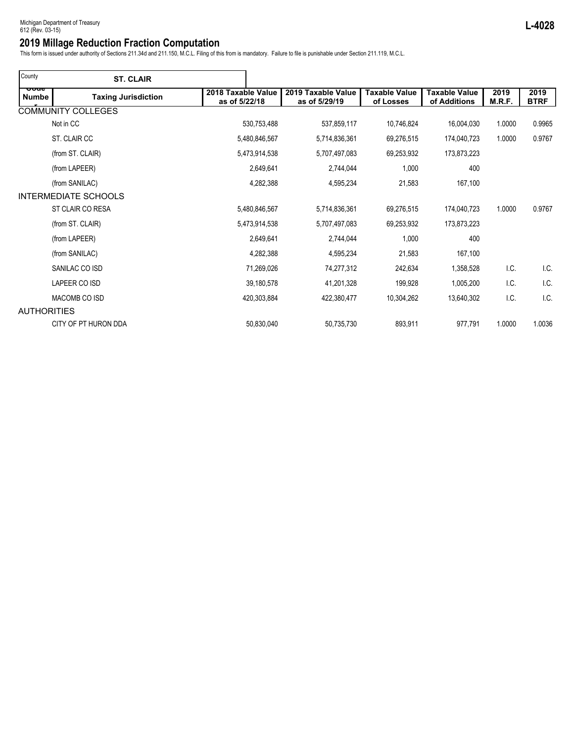Michigan Department of Treasury
612 (Rev. 03-15)

**L-4028**

## 2019 Millage Reduction Fraction Computation

This form is issued under authority of Sections 211.34d and 211.150, M.C.L. Filing of this from is mandatory. Failure to file is punishable under Section 211.119, M.C.L.

County **ST. CLAIR**

| Code Number | Taxing Jurisdiction | 2018 Taxable Value as of 5/22/18 | 2019 Taxable Value as of 5/29/19 | Taxable Value of Losses | Taxable Value of Additions | 2019 M.R.F. | 2019 BTRF |
|---|---|---|---|---|---|---|---|
| | COMMUNITY COLLEGES | | | | | | |
| | Not in CC | 530,753,488 | 537,859,117 | 10,746,824 | 16,004,030 | 1.0000 | 0.9965 |
| | ST. CLAIR CC | 5,480,846,567 | 5,714,836,361 | 69,276,515 | 174,040,723 | 1.0000 | 0.9767 |
| | (from ST. CLAIR) | 5,473,914,538 | 5,707,497,083 | 69,253,932 | 173,873,223 | | |
| | (from LAPEER) | 2,649,641 | 2,744,044 | 1,000 | 400 | | |
| | (from SANILAC) | 4,282,388 | 4,595,234 | 21,583 | 167,100 | | |
| | INTERMEDIATE SCHOOLS | | | | | | |
| | ST CLAIR CO RESA | 5,480,846,567 | 5,714,836,361 | 69,276,515 | 174,040,723 | 1.0000 | 0.9767 |
| | (from ST. CLAIR) | 5,473,914,538 | 5,707,497,083 | 69,253,932 | 173,873,223 | | |
| | (from LAPEER) | 2,649,641 | 2,744,044 | 1,000 | 400 | | |
| | (from SANILAC) | 4,282,388 | 4,595,234 | 21,583 | 167,100 | | |
| | SANILAC CO ISD | 71,269,026 | 74,277,312 | 242,634 | 1,358,528 | I.C. | I.C. |
| | LAPEER CO ISD | 39,180,578 | 41,201,328 | 199,928 | 1,005,200 | I.C. | I.C. |
| | MACOMB CO ISD | 420,303,884 | 422,380,477 | 10,304,262 | 13,640,302 | I.C. | I.C. |
| | AUTHORITIES | | | | | | |
| | CITY OF PT HURON DDA | 50,830,040 | 50,735,730 | 893,911 | 977,791 | 1.0000 | 1.0036 |